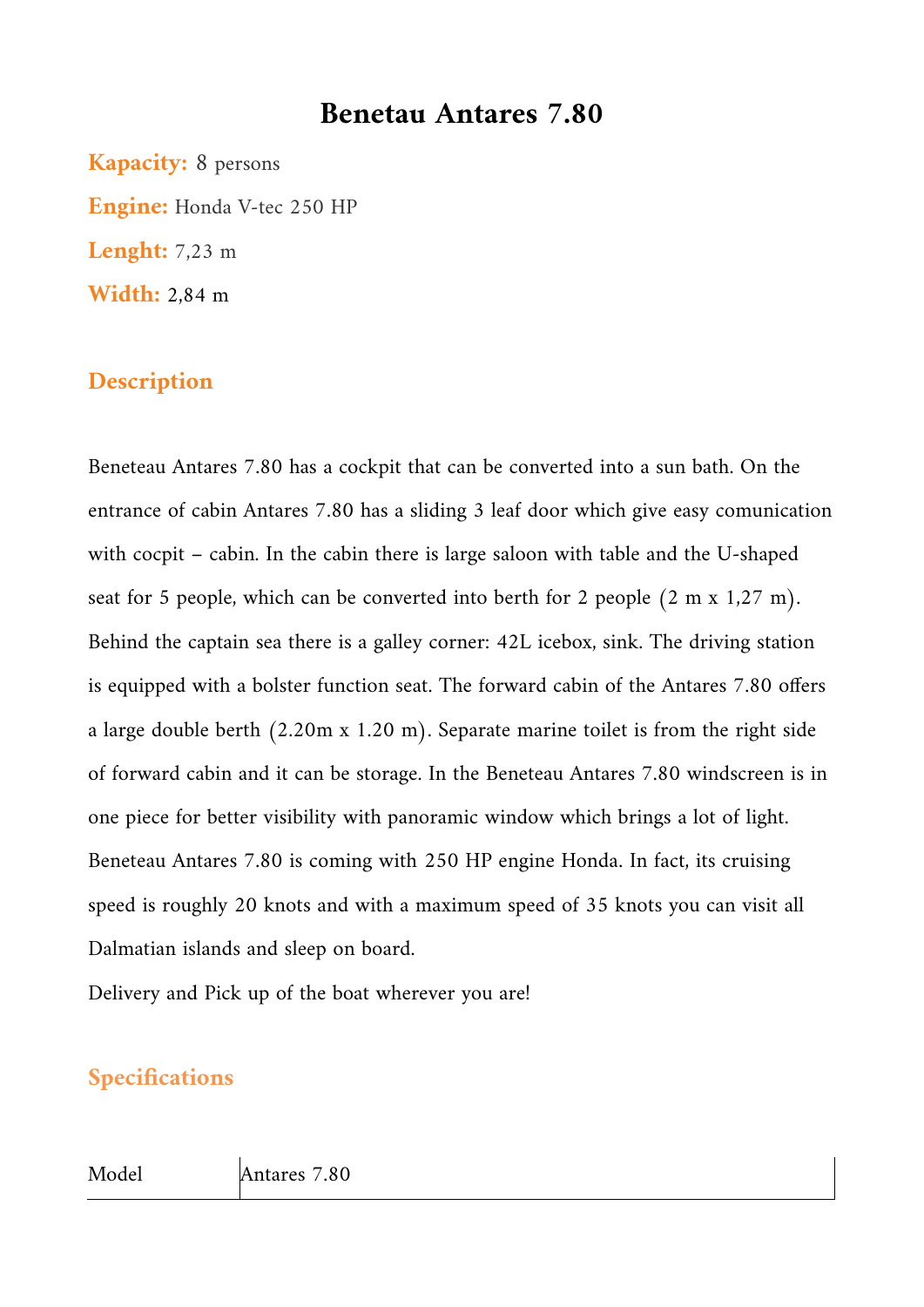# Benetau Antares 7.80

**Kapacity:** 8 persons

**Engine:** Honda V-tec 250 HP

**Lenght:** 7,23 m

**Width:** 2,84 m

## Description

Beneteau Antares 7.80 has a cockpit that can be converted into a sun bath. On the entrance of cabin Antares 7.80 has a sliding 3 leaf door which give easy comunication with cocpit – cabin. In the cabin there is large saloon with table and the U-shaped seat for 5 people, which can be converted into berth for 2 people (2 m x 1,27 m). Behind the captain sea there is a galley corner: 42L icebox, sink. The driving station is equipped with a bolster function seat. The forward cabin of the Antares 7.80 offers a large double berth (2.20m x 1.20 m). Separate marine toilet is from the right side of forward cabin and it can be storage. In the Beneteau Antares 7.80 windscreen is in one piece for better visibility with panoramic window which brings a lot of light. Beneteau Antares 7.80 is coming with 250 HP engine Honda. In fact, its cruising speed is roughly 20 knots and with a maximum speed of 35 knots you can visit all Dalmatian islands and sleep on board.

Delivery and Pick up of the boat wherever you are!

## Specifications

| Model | Antares 7.80 |
|---|---|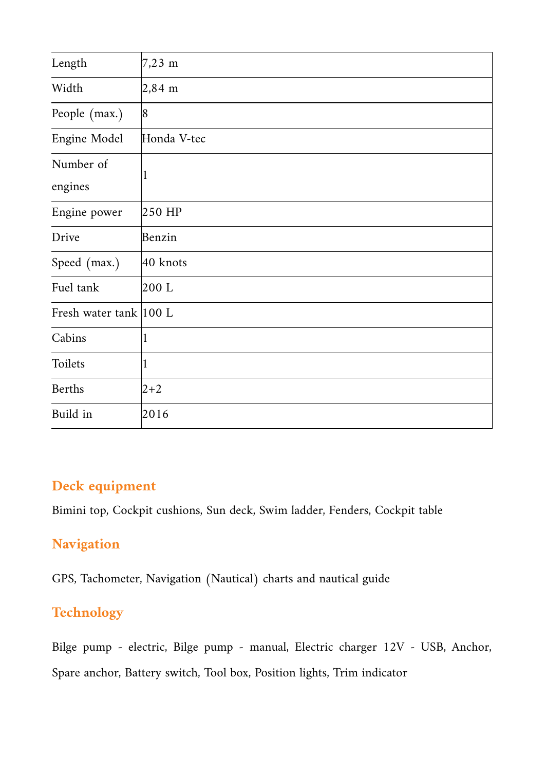| Length | 7,23 m |
|---|---|
| Width | 2,84 m |
| People (max.) | 8 |
| Engine Model | Honda V-tec |
| Number of engines | 1 |
| Engine power | 250 HP |
| Drive | Benzin |
| Speed (max.) | 40 knots |
| Fuel tank | 200 L |
| Fresh water tank | 100 L |
| Cabins | 1 |
| Toilets | 1 |
| Berths | 2+2 |
| Build in | 2016 |

## Deck equipment

Bimini top, Cockpit cushions, Sun deck, Swim ladder, Fenders, Cockpit table

## Navigation

GPS, Tachometer, Navigation (Nautical) charts and nautical guide

## Technology

Bilge pump - electric, Bilge pump - manual, Electric charger 12V - USB, Anchor, Spare anchor, Battery switch, Tool box, Position lights, Trim indicator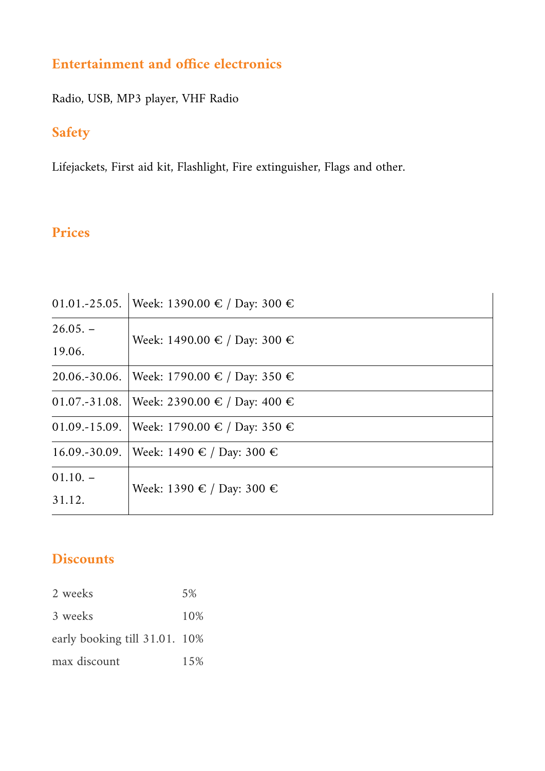### Entertainment and office electronics

Radio, USB, MP3 player, VHF Radio

### Safety

Lifejackets, First aid kit, Flashlight, Fire extinguisher, Flags and other.

### Prices

| | |
|---|---|
| 01.01.-25.05. | Week: 1390.00 € / Day: 300 € |
| 26.05. – 19.06. | Week: 1490.00 € / Day: 300 € |
| 20.06.-30.06. | Week: 1790.00 € / Day: 350 € |
| 01.07.-31.08. | Week: 2390.00 € / Day: 400 € |
| 01.09.-15.09. | Week: 1790.00 € / Day: 350 € |
| 16.09.-30.09. | Week: 1490 € / Day: 300 € |
| 01.10. – 31.12. | Week: 1390 € / Day: 300 € |

### Discounts

| | |
|---|---|
| 2 weeks | 5% |
| 3 weeks | 10% |
| early booking till 31.01. | 10% |
| max discount | 15% |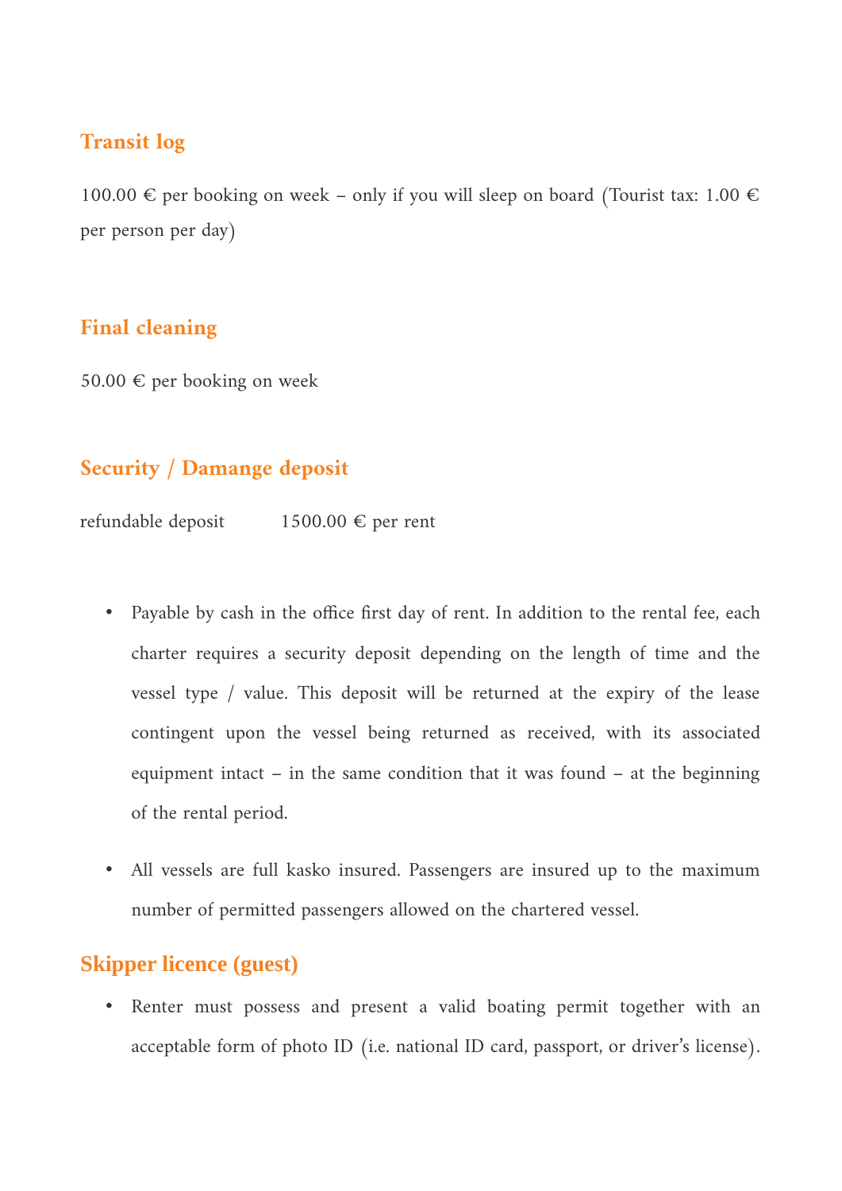## Transit log

100.00 € per booking on week – only if you will sleep on board (Tourist tax: 1.00 € per person per day)

## Final cleaning

50.00 € per booking on week

## Security / Damange deposit

refundable deposit 1500.00 € per rent

- Payable by cash in the office first day of rent. In addition to the rental fee, each charter requires a security deposit depending on the length of time and the vessel type / value. This deposit will be returned at the expiry of the lease contingent upon the vessel being returned as received, with its associated equipment intact – in the same condition that it was found – at the beginning of the rental period.
- All vessels are full kasko insured. Passengers are insured up to the maximum number of permitted passengers allowed on the chartered vessel.

## Skipper licence (guest)

- Renter must possess and present a valid boating permit together with an acceptable form of photo ID (i.e. national ID card, passport, or driver's license).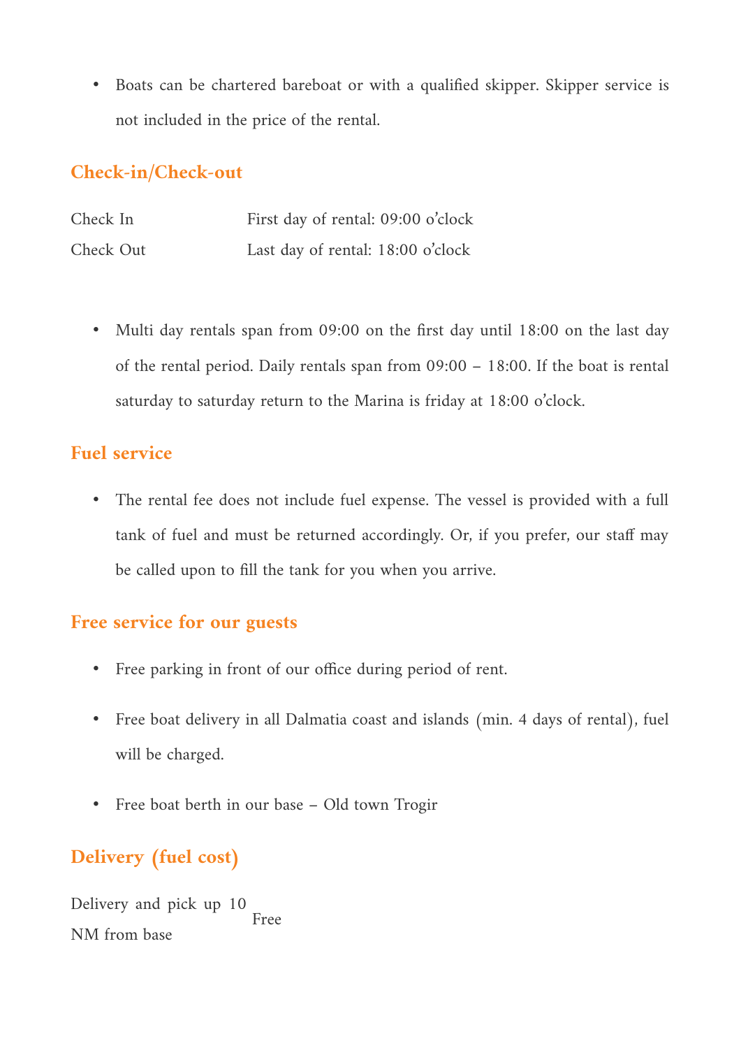- Boats can be chartered bareboat or with a qualified skipper. Skipper service is not included in the price of the rental.

## Check-in/Check-out

| | |
|---|---|
| Check In | First day of rental: 09:00 o'clock |
| Check Out | Last day of rental: 18:00 o'clock |

- Multi day rentals span from 09:00 on the first day until 18:00 on the last day of the rental period. Daily rentals span from 09:00 – 18:00. If the boat is rental saturday to saturday return to the Marina is friday at 18:00 o'clock.

## Fuel service

- The rental fee does not include fuel expense. The vessel is provided with a full tank of fuel and must be returned accordingly. Or, if you prefer, our staff may be called upon to fill the tank for you when you arrive.

## Free service for our guests

- Free parking in front of our office during period of rent.
- Free boat delivery in all Dalmatia coast and islands (min. 4 days of rental), fuel will be charged.
- Free boat berth in our base – Old town Trogir

## Delivery (fuel cost)

| | |
|---|---|
| Delivery and pick up 10 NM from base | Free |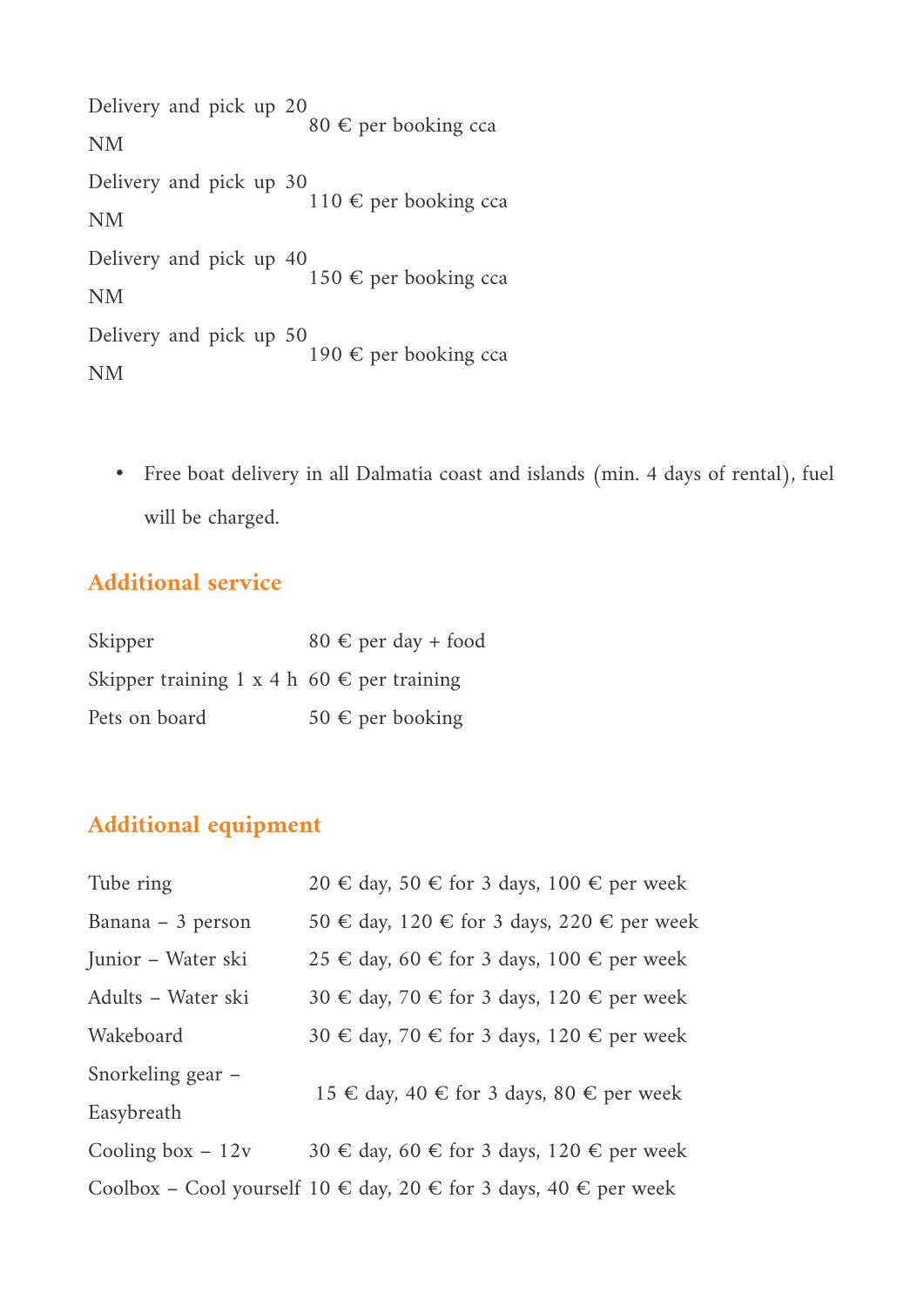| | |
|---|---|
| Delivery and pick up 20 NM | 80 € per booking cca |
| Delivery and pick up 30 NM | 110 € per booking cca |
| Delivery and pick up 40 NM | 150 € per booking cca |
| Delivery and pick up 50 NM | 190 € per booking cca |

- Free boat delivery in all Dalmatia coast and islands (min. 4 days of rental), fuel will be charged.

## Additional service

| | |
|---|---|
| Skipper | 80 € per day + food |
| Skipper training 1 x 4 h | 60 € per training |
| Pets on board | 50 € per booking |

## Additional equipment

| | |
|---|---|
| Tube ring | 20 € day, 50 € for 3 days, 100 € per week |
| Banana – 3 person | 50 € day, 120 € for 3 days, 220 € per week |
| Junior – Water ski | 25 € day, 60 € for 3 days, 100 € per week |
| Adults – Water ski | 30 € day, 70 € for 3 days, 120 € per week |
| Wakeboard | 30 € day, 70 € for 3 days, 120 € per week |
| Snorkeling gear – Easybreath | 15 € day, 40 € for 3 days, 80 € per week |
| Cooling box – 12v | 30 € day, 60 € for 3 days, 120 € per week |
| Coolbox – Cool yourself | 10 € day, 20 € for 3 days, 40 € per week |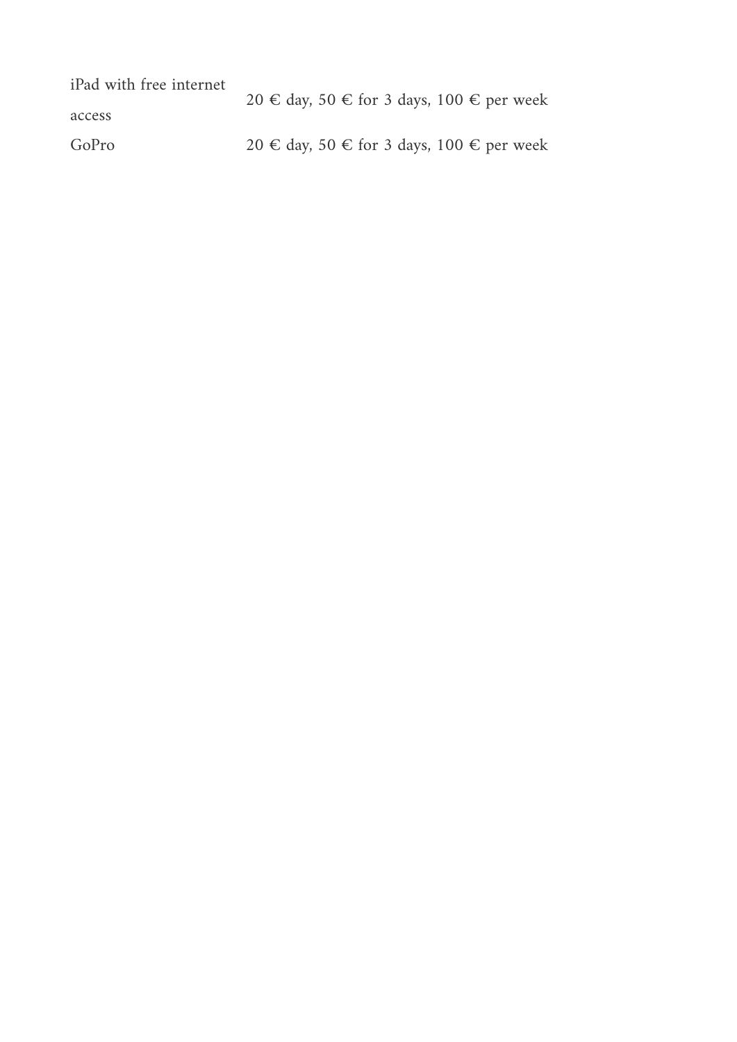| | |
|---|---|
| iPad with free internet access | 20 € day, 50 € for 3 days, 100 € per week |
| GoPro | 20 € day, 50 € for 3 days, 100 € per week |